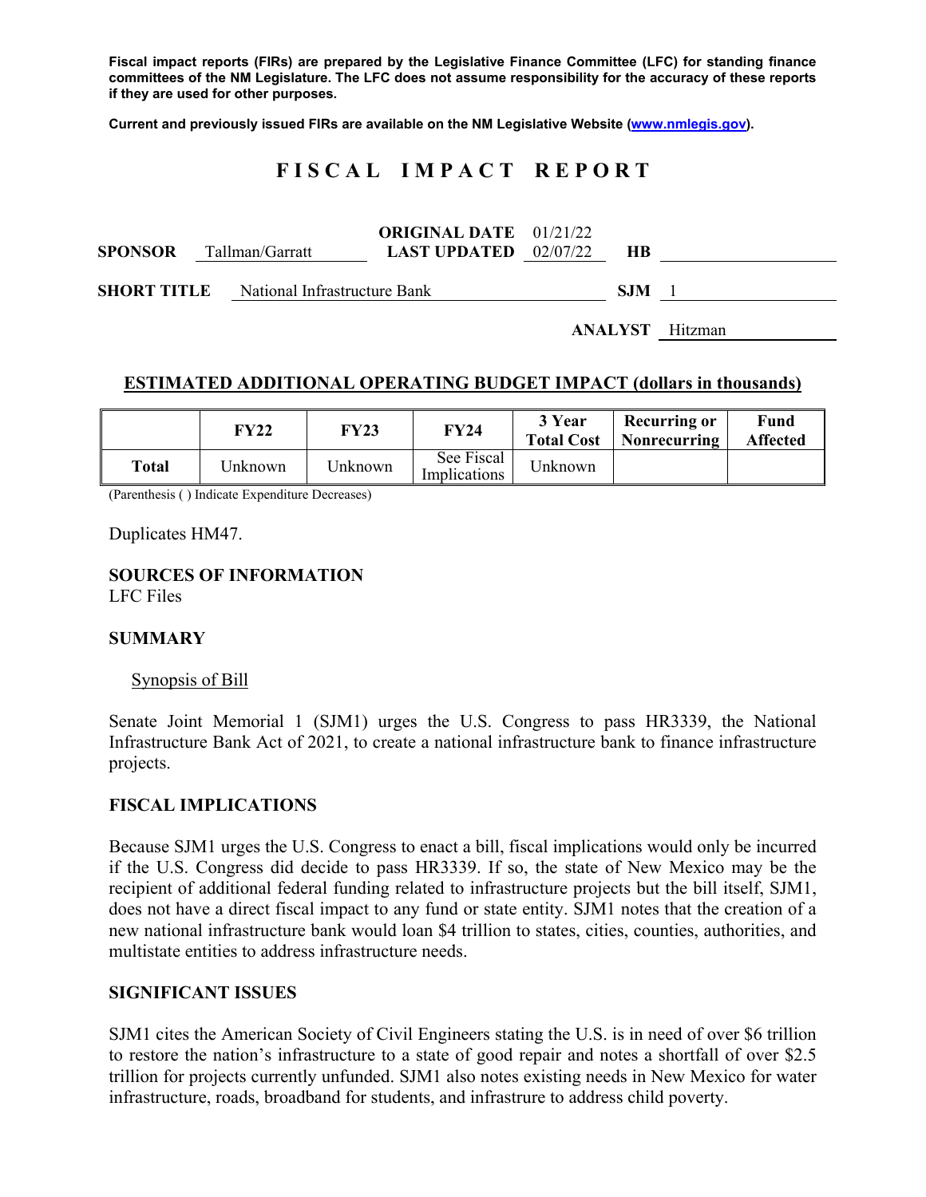**Fiscal impact reports (FIRs) are prepared by the Legislative Finance Committee (LFC) for standing finance committees of the NM Legislature. The LFC does not assume responsibility for the accuracy of these reports if they are used for other purposes.**

**Current and previously issued FIRs are available on the NM Legislative Website (www.nmlegis.gov).**

# F I S C A L I M P A C T R E P O R T

**SPONSOR** Tallman/Garratt **ORIGINAL DATE** 01/21/22 **LAST UPDATED** 02/07/22 **HB**

**SHORT TITLE** National Infrastructure Bank **SJM** 1

**ANALYST** Hitzman

## ESTIMATED ADDITIONAL OPERATING BUDGET IMPACT (dollars in thousands)

| | FY22 | FY23 | FY24 | 3 Year Total Cost | Recurring or Nonrecurring | Fund Affected |
|---|---|---|---|---|---|---|
| **Total** | Unknown | Unknown | See Fiscal Implications | Unknown | | |

(Parenthesis ( ) Indicate Expenditure Decreases)

Duplicates HM47.

**SOURCES OF INFORMATION**
LFC Files

**SUMMARY**

Synopsis of Bill

Senate Joint Memorial 1 (SJM1) urges the U.S. Congress to pass HR3339, the National Infrastructure Bank Act of 2021, to create a national infrastructure bank to finance infrastructure projects.

**FISCAL IMPLICATIONS**

Because SJM1 urges the U.S. Congress to enact a bill, fiscal implications would only be incurred if the U.S. Congress did decide to pass HR3339. If so, the state of New Mexico may be the recipient of additional federal funding related to infrastructure projects but the bill itself, SJM1, does not have a direct fiscal impact to any fund or state entity. SJM1 notes that the creation of a new national infrastructure bank would loan $4 trillion to states, cities, counties, authorities, and multistate entities to address infrastructure needs.

**SIGNIFICANT ISSUES**

SJM1 cites the American Society of Civil Engineers stating the U.S. is in need of over $6 trillion to restore the nation's infrastructure to a state of good repair and notes a shortfall of over $2.5 trillion for projects currently unfunded. SJM1 also notes existing needs in New Mexico for water infrastructure, roads, broadband for students, and infrastrure to address child poverty.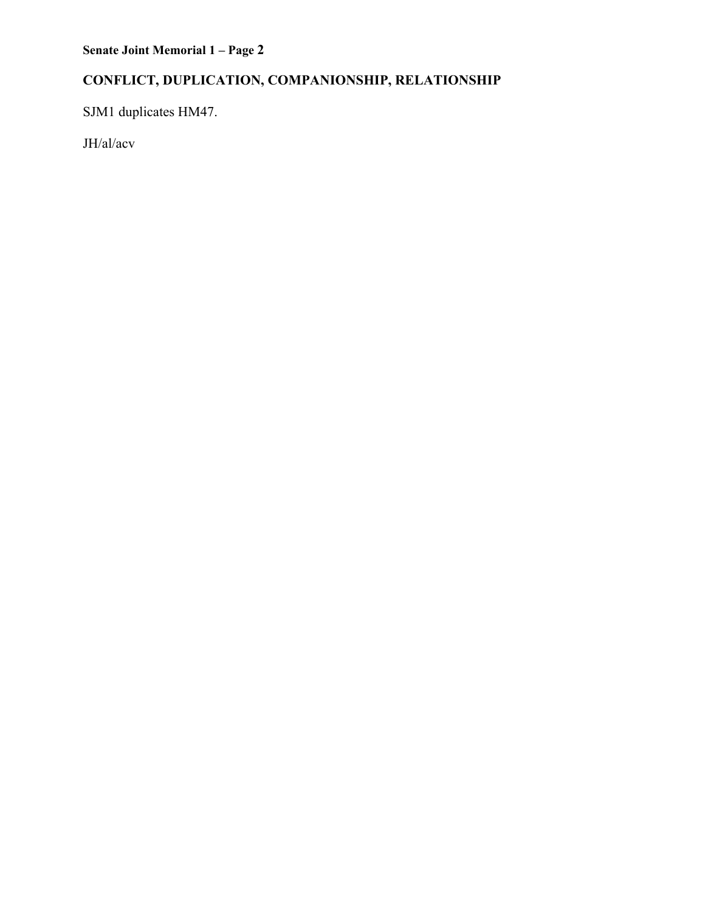## CONFLICT, DUPLICATION, COMPANIONSHIP, RELATIONSHIP

SJM1 duplicates HM47.

JH/al/acv